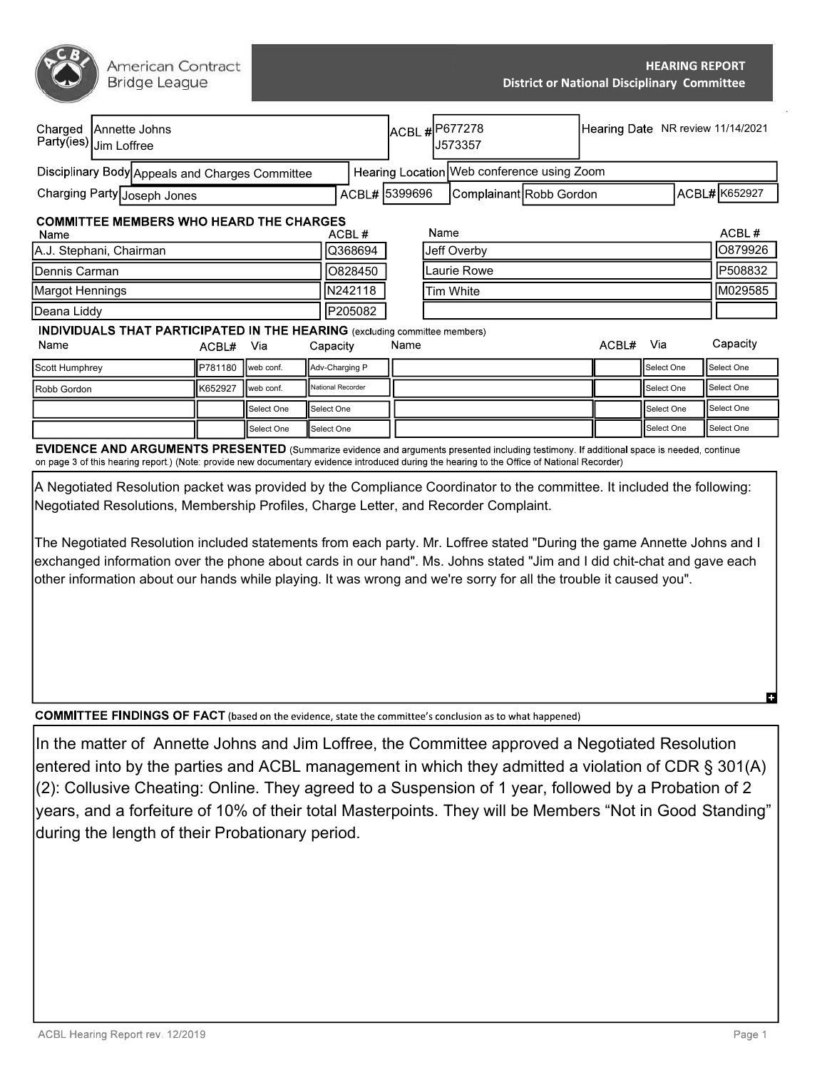**American Contract Bridge League**

# HEARING REPORT
## District or National Disciplinary Committee

| | | | |
|---|---|---|---|
| **Charged Party(ies)** | Annette Johns<br>Jim Loffree | **ACBL #** | P677278<br>J573357 |
| **Hearing Date** | NR review 11/14/2021 | | |
| **Disciplinary Body** | Appeals and Charges Committee | **Hearing Location** | Web conference using Zoom |
| **Charging Party** | Joseph Jones | **ACBL#** | 5399696 |
| **Complainant** | Robb Gordon | **ACBL#** | K652927 |

### COMMITTEE MEMBERS WHO HEARD THE CHARGES

| Name | ACBL # | Name | ACBL # |
|---|---|---|---|
| A.J. Stephani, Chairman | Q368694 | Jeff Overby | O879926 |
| Dennis Carman | O828450 | Laurie Rowe | P508832 |
| Margot Hennings | N242118 | Tim White | M029585 |
| Deana Liddy | P205082 | | |

### INDIVIDUALS THAT PARTICIPATED IN THE HEARING (excluding committee members)

| Name | ACBL# | Via | Capacity | Name | ACBL# | Via | Capacity |
|---|---|---|---|---|---|---|---|
| Scott Humphrey | P781180 | web conf. | Adv-Charging P | | | Select One | Select One |
| Robb Gordon | K652927 | web conf. | National Recorder | | | Select One | Select One |
| | | Select One | Select One | | | Select One | Select One |
| | | Select One | Select One | | | Select One | Select One |

### EVIDENCE AND ARGUMENTS PRESENTED

(Summarize evidence and arguments presented including testimony. If additional space is needed, continue on page 3 of this hearing report.) (Note: provide new documentary evidence introduced during the hearing to the Office of National Recorder)

A Negotiated Resolution packet was provided by the Compliance Coordinator to the committee. It included the following: Negotiated Resolutions, Membership Profiles, Charge Letter, and Recorder Complaint.

The Negotiated Resolution included statements from each party. Mr. Loffree stated "During the game Annette Johns and I exchanged information over the phone about cards in our hand". Ms. Johns stated "Jim and I did chit-chat and gave each other information about our hands while playing. It was wrong and we're sorry for all the trouble it caused you".

### COMMITTEE FINDINGS OF FACT

(based on the evidence, state the committee's conclusion as to what happened)

In the matter of Annette Johns and Jim Loffree, the Committee approved a Negotiated Resolution entered into by the parties and ACBL management in which they admitted a violation of CDR § 301(A)(2): Collusive Cheating: Online. They agreed to a Suspension of 1 year, followed by a Probation of 2 years, and a forfeiture of 10% of their total Masterpoints. They will be Members "Not in Good Standing" during the length of their Probationary period.

ACBL Hearing Report rev. 12/2019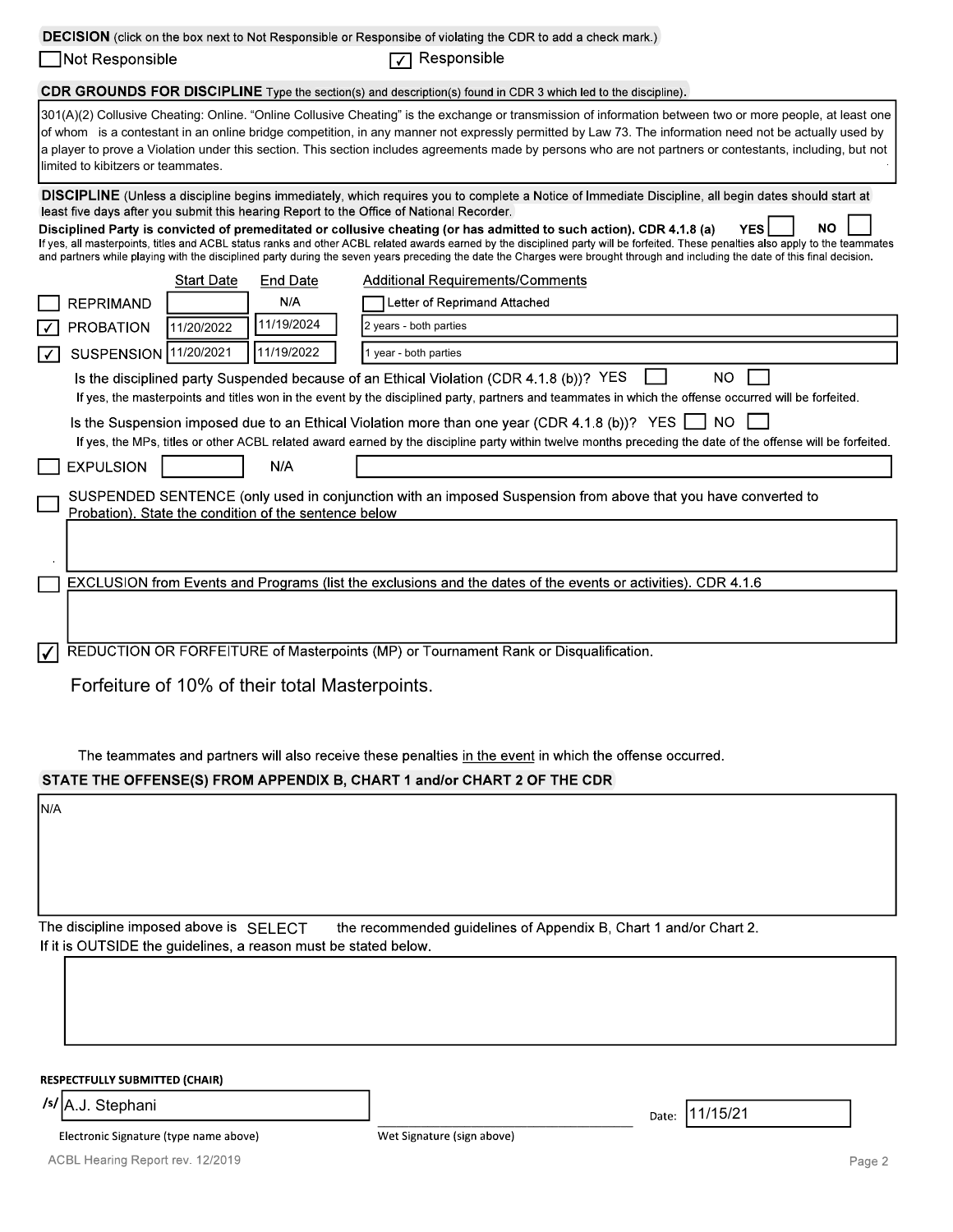**DECISION** (click on the box next to Not Responsible or Responsibe of violating the CDR to add a check mark.)

☐ Not Responsible ☑ Responsible

**CDR GROUNDS FOR DISCIPLINE** Type the section(s) and description(s) found in CDR 3 which led to the discipline).

301(A)(2) Collusive Cheating: Online. "Online Collusive Cheating" is the exchange or transmission of information between two or more people, at least one of whom is a contestant in an online bridge competition, in any manner not expressly permitted by Law 73. The information need not be actually used by a player to prove a Violation under this section. This section includes agreements made by persons who are not partners or contestants, including, but not limited to kibitzers or teammates.

**DISCIPLINE** (Unless a discipline begins immediately, which requires you to complete a Notice of Immediate Discipline, all begin dates should start at least five days after you submit this hearing Report to the Office of National Recorder.

**Disciplined Party is convicted of premeditated or collusive cheating (or has admitted to such action). CDR 4.1.8 (a)** YES ☐ NO ☐

If yes, all masterpoints, titles and ACBL status ranks and other ACBL related awards earned by the disciplined party will be forfeited. These penalties also apply to the teammates and partners while playing with the disciplined party during the seven years preceding the date the Charges were brought through and including the date of this final decision.

| | | Start Date | End Date | Additional Requirements/Comments |
|---|---|---|---|---|
| ☐ | REPRIMAND | | N/A | ☐ Letter of Reprimand Attached |
| ☑ | PROBATION | 11/20/2022 | 11/19/2024 | 2 years - both parties |
| ☑ | SUSPENSION | 11/20/2021 | 11/19/2022 | 1 year - both parties |

Is the disciplined party Suspended because of an Ethical Violation (CDR 4.1.8 (b))? YES ☐ NO ☐

If yes, the masterpoints and titles won in the event by the disciplined party, partners and teammates in which the offense occurred will be forfeited.

Is the Suspension imposed due to an Ethical Violation more than one year (CDR 4.1.8 (b))? YES ☐ NO ☐

If yes, the MPs, titles or other ACBL related award earned by the discipline party within twelve months preceding the date of the offense will be forfeited.

☐ EXPULSION N/A

☐ SUSPENDED SENTENCE (only used in conjunction with an imposed Suspension from above that you have converted to Probation). State the condition of the sentence below

☐ EXCLUSION from Events and Programs (list the exclusions and the dates of the events or activities). CDR 4.1.6

☑ REDUCTION OR FORFEITURE of Masterpoints (MP) or Tournament Rank or Disqualification.

Forfeiture of 10% of their total Masterpoints.

The teammates and partners will also receive these penalties in the event in which the offense occurred.

**STATE THE OFFENSE(S) FROM APPENDIX B, CHART 1 and/or CHART 2 OF THE CDR**

N/A

The discipline imposed above is SELECT the recommended guidelines of Appendix B, Chart 1 and/or Chart 2.
If it is OUTSIDE the guidelines, a reason must be stated below.

**RESPECTFULLY SUBMITTED (CHAIR)**

/s/ A.J. Stephani

Electronic Signature (type name above)

Wet Signature (sign above)

Date: 11/15/21

ACBL Hearing Report rev. 12/2019